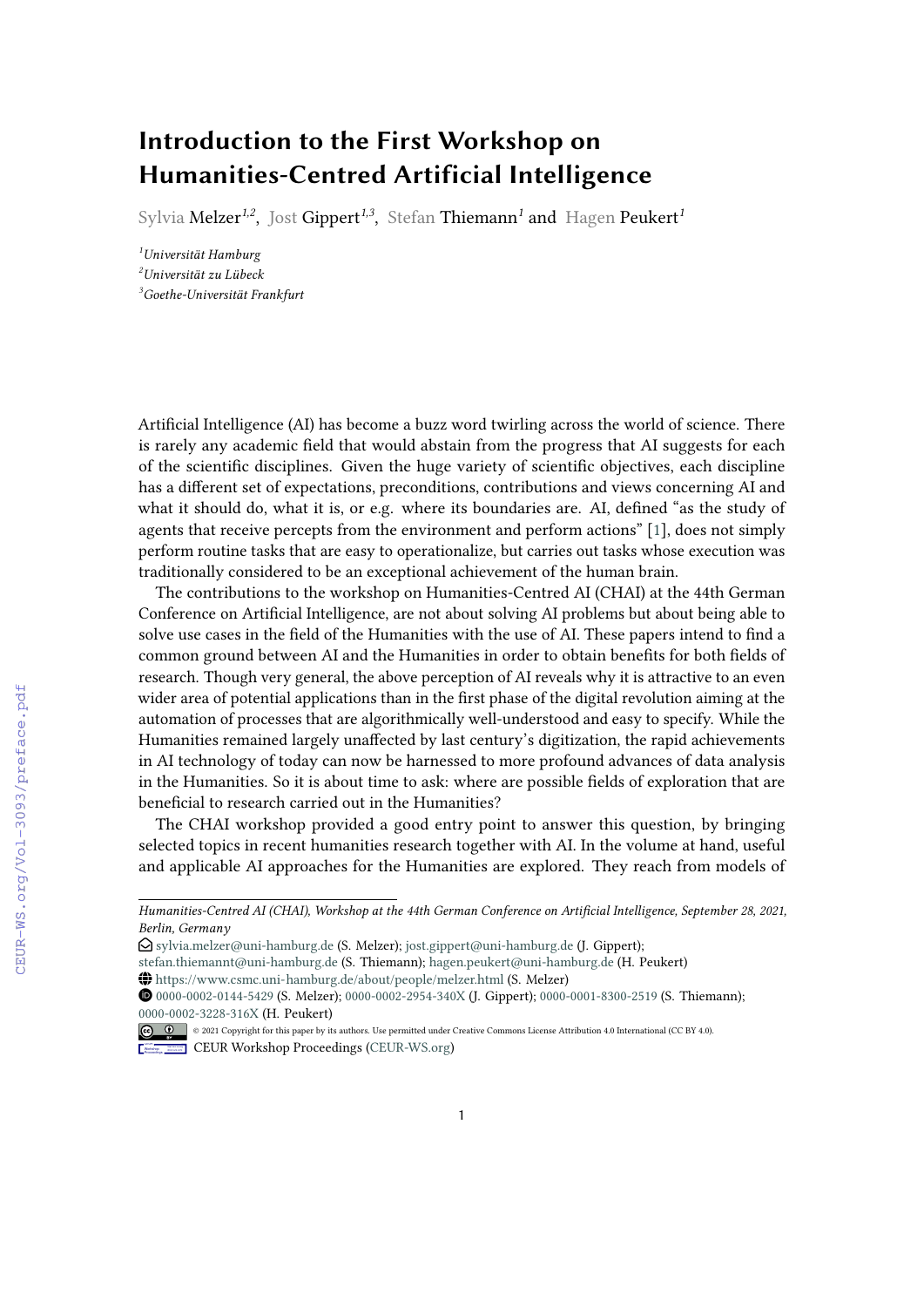# Introduction to the First Workshop on Humanities-Centred Artificial Intelligence

Sylvia Melzer[1,2], Jost Gippert[1,3], Stefan Thiemann[1] and Hagen Peukert[1]

[1] *Universität Hamburg*
[2] *Universität zu Lübeck*
[3] *Goethe-Universität Frankfurt*

Artificial Intelligence (AI) has become a buzz word twirling across the world of science. There is rarely any academic field that would abstain from the progress that AI suggests for each of the scientific disciplines. Given the huge variety of scientific objectives, each discipline has a different set of expectations, preconditions, contributions and views concerning AI and what it should do, what it is, or e.g. where its boundaries are. AI, defined "as the study of agents that receive percepts from the environment and perform actions" [1], does not simply perform routine tasks that are easy to operationalize, but carries out tasks whose execution was traditionally considered to be an exceptional achievement of the human brain.

The contributions to the workshop on Humanities-Centred AI (CHAI) at the 44th German Conference on Artificial Intelligence, are not about solving AI problems but about being able to solve use cases in the field of the Humanities with the use of AI. These papers intend to find a common ground between AI and the Humanities in order to obtain benefits for both fields of research. Though very general, the above perception of AI reveals why it is attractive to an even wider area of potential applications than in the first phase of the digital revolution aiming at the automation of processes that are algorithmically well-understood and easy to specify. While the Humanities remained largely unaffected by last century's digitization, the rapid achievements in AI technology of today can now be harnessed to more profound advances of data analysis in the Humanities. So it is about time to ask: where are possible fields of exploration that are beneficial to research carried out in the Humanities?

The CHAI workshop provided a good entry point to answer this question, by bringing selected topics in recent humanities research together with AI. In the volume at hand, useful and applicable AI approaches for the Humanities are explored. They reach from models of

---

*Humanities-Centred AI (CHAI), Workshop at the 44th German Conference on Artificial Intelligence, September 28, 2021, Berlin, Germany*

sylvia.melzer@uni-hamburg.de (S. Melzer); jost.gippert@uni-hamburg.de (J. Gippert); stefan.thiemannt@uni-hamburg.de (S. Thiemann); hagen.peukert@uni-hamburg.de (H. Peukert)

https://www.csmc.uni-hamburg.de/about/people/melzer.html (S. Melzer)

0000-0002-0144-5429 (S. Melzer); 0000-0002-2954-340X (J. Gippert); 0000-0001-8300-2519 (S. Thiemann); 0000-0002-3228-316X (H. Peukert)

© 2021 Copyright for this paper by its authors. Use permitted under Creative Commons License Attribution 4.0 International (CC BY 4.0).

CEUR Workshop Proceedings (CEUR-WS.org)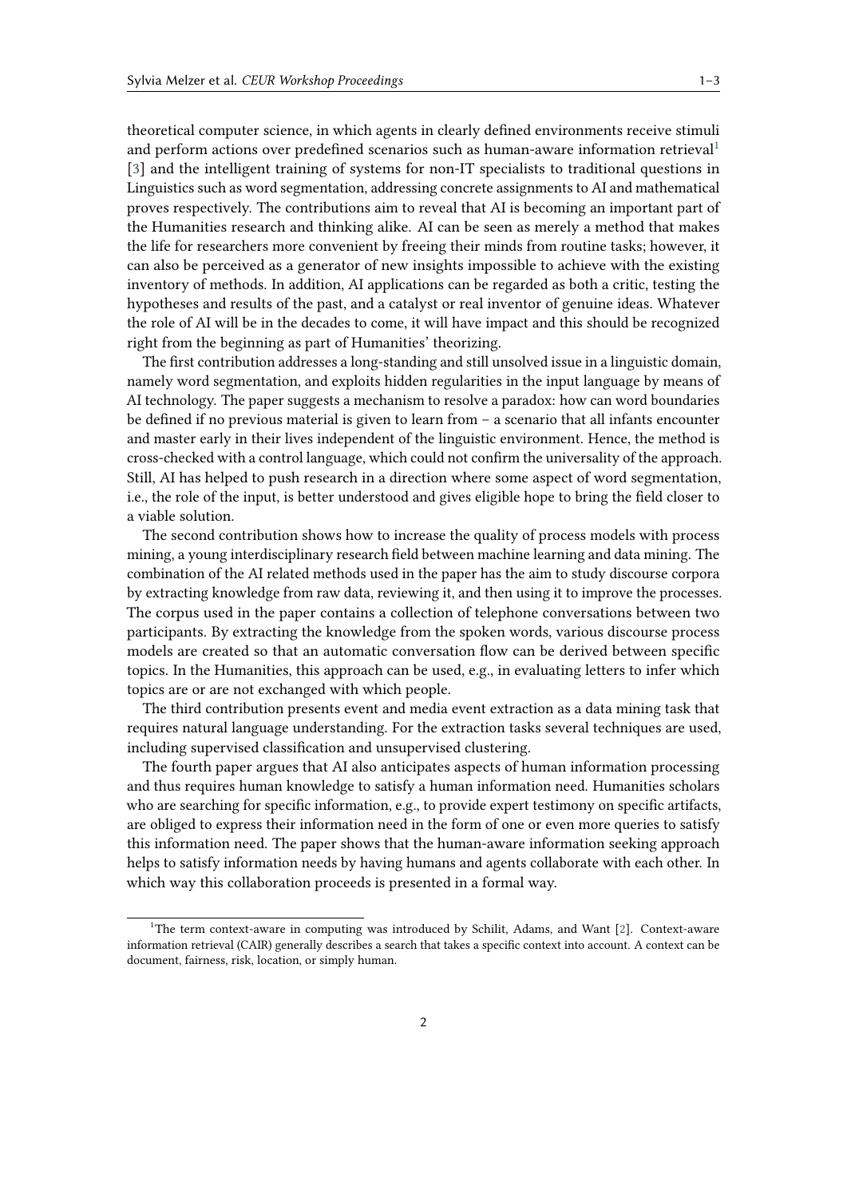theoretical computer science, in which agents in clearly defined environments receive stimuli and perform actions over predefined scenarios such as human-aware information retrieval[1] [3] and the intelligent training of systems for non-IT specialists to traditional questions in Linguistics such as word segmentation, addressing concrete assignments to AI and mathematical proves respectively. The contributions aim to reveal that AI is becoming an important part of the Humanities research and thinking alike. AI can be seen as merely a method that makes the life for researchers more convenient by freeing their minds from routine tasks; however, it can also be perceived as a generator of new insights impossible to achieve with the existing inventory of methods. In addition, AI applications can be regarded as both a critic, testing the hypotheses and results of the past, and a catalyst or real inventor of genuine ideas. Whatever the role of AI will be in the decades to come, it will have impact and this should be recognized right from the beginning as part of Humanities' theorizing.

The first contribution addresses a long-standing and still unsolved issue in a linguistic domain, namely word segmentation, and exploits hidden regularities in the input language by means of AI technology. The paper suggests a mechanism to resolve a paradox: how can word boundaries be defined if no previous material is given to learn from – a scenario that all infants encounter and master early in their lives independent of the linguistic environment. Hence, the method is cross-checked with a control language, which could not confirm the universality of the approach. Still, AI has helped to push research in a direction where some aspect of word segmentation, i.e., the role of the input, is better understood and gives eligible hope to bring the field closer to a viable solution.

The second contribution shows how to increase the quality of process models with process mining, a young interdisciplinary research field between machine learning and data mining. The combination of the AI related methods used in the paper has the aim to study discourse corpora by extracting knowledge from raw data, reviewing it, and then using it to improve the processes. The corpus used in the paper contains a collection of telephone conversations between two participants. By extracting the knowledge from the spoken words, various discourse process models are created so that an automatic conversation flow can be derived between specific topics. In the Humanities, this approach can be used, e.g., in evaluating letters to infer which topics are or are not exchanged with which people.

The third contribution presents event and media event extraction as a data mining task that requires natural language understanding. For the extraction tasks several techniques are used, including supervised classification and unsupervised clustering.

The fourth paper argues that AI also anticipates aspects of human information processing and thus requires human knowledge to satisfy a human information need. Humanities scholars who are searching for specific information, e.g., to provide expert testimony on specific artifacts, are obliged to express their information need in the form of one or even more queries to satisfy this information need. The paper shows that the human-aware information seeking approach helps to satisfy information needs by having humans and agents collaborate with each other. In which way this collaboration proceeds is presented in a formal way.

[1] The term context-aware in computing was introduced by Schilit, Adams, and Want [2]. Context-aware information retrieval (CAIR) generally describes a search that takes a specific context into account. A context can be document, fairness, risk, location, or simply human.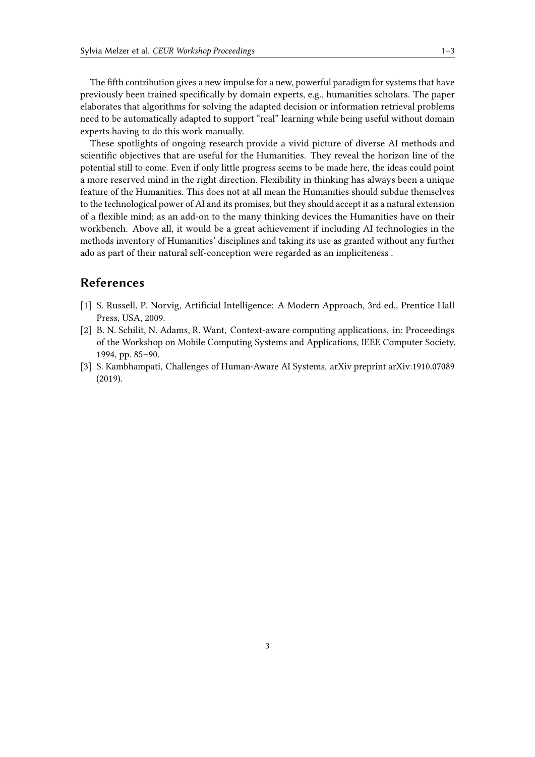The fifth contribution gives a new impulse for a new, powerful paradigm for systems that have previously been trained specifically by domain experts, e.g., humanities scholars. The paper elaborates that algorithms for solving the adapted decision or information retrieval problems need to be automatically adapted to support "real" learning while being useful without domain experts having to do this work manually.

These spotlights of ongoing research provide a vivid picture of diverse AI methods and scientific objectives that are useful for the Humanities. They reveal the horizon line of the potential still to come. Even if only little progress seems to be made here, the ideas could point a more reserved mind in the right direction. Flexibility in thinking has always been a unique feature of the Humanities. This does not at all mean the Humanities should subdue themselves to the technological power of AI and its promises, but they should accept it as a natural extension of a flexible mind; as an add-on to the many thinking devices the Humanities have on their workbench. Above all, it would be a great achievement if including AI technologies in the methods inventory of Humanities' disciplines and taking its use as granted without any further ado as part of their natural self-conception were regarded as an impliciteness .

## References

[1] S. Russell, P. Norvig, Artificial Intelligence: A Modern Approach, 3rd ed., Prentice Hall Press, USA, 2009.

[2] B. N. Schilit, N. Adams, R. Want, Context-aware computing applications, in: Proceedings of the Workshop on Mobile Computing Systems and Applications, IEEE Computer Society, 1994, pp. 85–90.

[3] S. Kambhampati, Challenges of Human-Aware AI Systems, arXiv preprint arXiv:1910.07089 (2019).